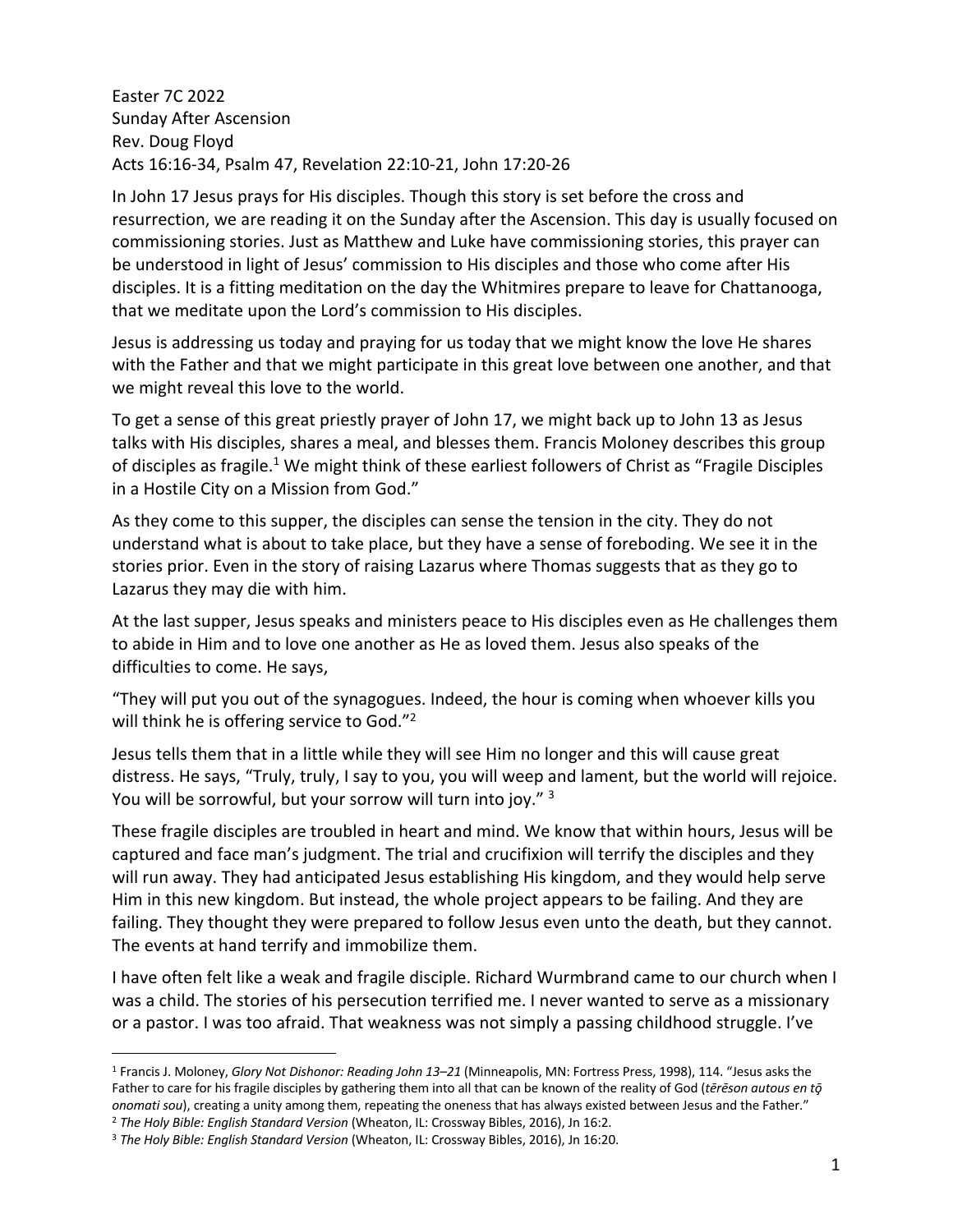Easter 7C 2022
Sunday After Ascension
Rev. Doug Floyd
Acts 16:16-34, Psalm 47, Revelation 22:10-21, John 17:20-26

In John 17 Jesus prays for His disciples. Though this story is set before the cross and resurrection, we are reading it on the Sunday after the Ascension. This day is usually focused on commissioning stories. Just as Matthew and Luke have commissioning stories, this prayer can be understood in light of Jesus' commission to His disciples and those who come after His disciples. It is a fitting meditation on the day the Whitmires prepare to leave for Chattanooga, that we meditate upon the Lord's commission to His disciples.

Jesus is addressing us today and praying for us today that we might know the love He shares with the Father and that we might participate in this great love between one another, and that we might reveal this love to the world.

To get a sense of this great priestly prayer of John 17, we might back up to John 13 as Jesus talks with His disciples, shares a meal, and blesses them. Francis Moloney describes this group of disciples as fragile.[1] We might think of these earliest followers of Christ as "Fragile Disciples in a Hostile City on a Mission from God."

As they come to this supper, the disciples can sense the tension in the city. They do not understand what is about to take place, but they have a sense of foreboding. We see it in the stories prior. Even in the story of raising Lazarus where Thomas suggests that as they go to Lazarus they may die with him.

At the last supper, Jesus speaks and ministers peace to His disciples even as He challenges them to abide in Him and to love one another as He as loved them. Jesus also speaks of the difficulties to come. He says,

"They will put you out of the synagogues. Indeed, the hour is coming when whoever kills you will think he is offering service to God."[2]

Jesus tells them that in a little while they will see Him no longer and this will cause great distress. He says, "Truly, truly, I say to you, you will weep and lament, but the world will rejoice. You will be sorrowful, but your sorrow will turn into joy." [3]

These fragile disciples are troubled in heart and mind. We know that within hours, Jesus will be captured and face man's judgment. The trial and crucifixion will terrify the disciples and they will run away. They had anticipated Jesus establishing His kingdom, and they would help serve Him in this new kingdom. But instead, the whole project appears to be failing. And they are failing. They thought they were prepared to follow Jesus even unto the death, but they cannot. The events at hand terrify and immobilize them.

I have often felt like a weak and fragile disciple. Richard Wurmbrand came to our church when I was a child. The stories of his persecution terrified me. I never wanted to serve as a missionary or a pastor. I was too afraid. That weakness was not simply a passing childhood struggle. I've

---

[1] Francis J. Moloney, *Glory Not Dishonor: Reading John 13–21* (Minneapolis, MN: Fortress Press, 1998), 114. "Jesus asks the Father to care for his fragile disciples by gathering them into all that can be known of the reality of God (*tērēson autous en tō̄ onomati sou*), creating a unity among them, repeating the oneness that has always existed between Jesus and the Father."

[2] *The Holy Bible: English Standard Version* (Wheaton, IL: Crossway Bibles, 2016), Jn 16:2.

[3] *The Holy Bible: English Standard Version* (Wheaton, IL: Crossway Bibles, 2016), Jn 16:20.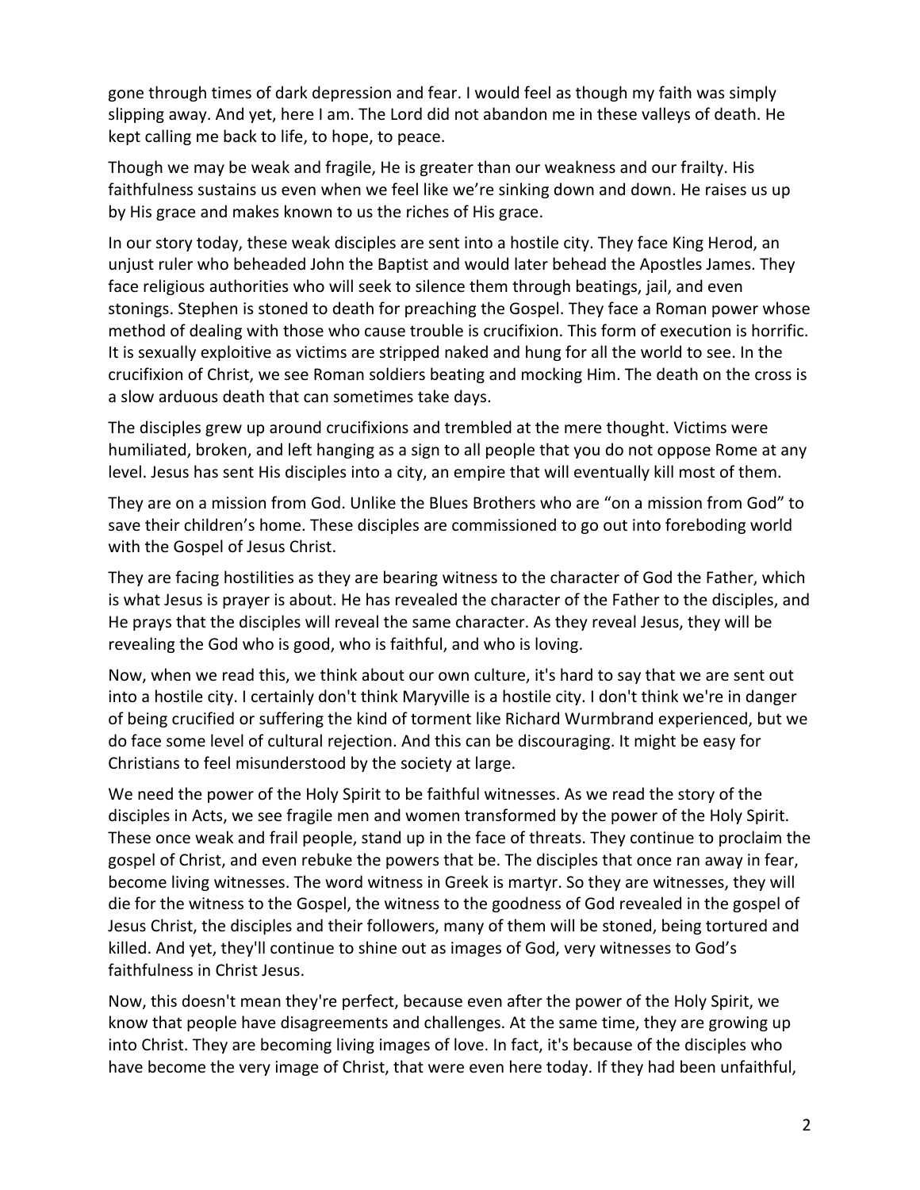gone through times of dark depression and fear. I would feel as though my faith was simply slipping away. And yet, here I am. The Lord did not abandon me in these valleys of death. He kept calling me back to life, to hope, to peace.

Though we may be weak and fragile, He is greater than our weakness and our frailty. His faithfulness sustains us even when we feel like we're sinking down and down. He raises us up by His grace and makes known to us the riches of His grace.

In our story today, these weak disciples are sent into a hostile city. They face King Herod, an unjust ruler who beheaded John the Baptist and would later behead the Apostles James. They face religious authorities who will seek to silence them through beatings, jail, and even stonings. Stephen is stoned to death for preaching the Gospel. They face a Roman power whose method of dealing with those who cause trouble is crucifixion. This form of execution is horrific. It is sexually exploitive as victims are stripped naked and hung for all the world to see. In the crucifixion of Christ, we see Roman soldiers beating and mocking Him. The death on the cross is a slow arduous death that can sometimes take days.

The disciples grew up around crucifixions and trembled at the mere thought. Victims were humiliated, broken, and left hanging as a sign to all people that you do not oppose Rome at any level. Jesus has sent His disciples into a city, an empire that will eventually kill most of them.

They are on a mission from God. Unlike the Blues Brothers who are "on a mission from God" to save their children's home. These disciples are commissioned to go out into foreboding world with the Gospel of Jesus Christ.

They are facing hostilities as they are bearing witness to the character of God the Father, which is what Jesus is prayer is about. He has revealed the character of the Father to the disciples, and He prays that the disciples will reveal the same character. As they reveal Jesus, they will be revealing the God who is good, who is faithful, and who is loving.

Now, when we read this, we think about our own culture, it's hard to say that we are sent out into a hostile city. I certainly don't think Maryville is a hostile city. I don't think we're in danger of being crucified or suffering the kind of torment like Richard Wurmbrand experienced, but we do face some level of cultural rejection. And this can be discouraging. It might be easy for Christians to feel misunderstood by the society at large.

We need the power of the Holy Spirit to be faithful witnesses. As we read the story of the disciples in Acts, we see fragile men and women transformed by the power of the Holy Spirit. These once weak and frail people, stand up in the face of threats. They continue to proclaim the gospel of Christ, and even rebuke the powers that be. The disciples that once ran away in fear, become living witnesses. The word witness in Greek is martyr. So they are witnesses, they will die for the witness to the Gospel, the witness to the goodness of God revealed in the gospel of Jesus Christ, the disciples and their followers, many of them will be stoned, being tortured and killed. And yet, they'll continue to shine out as images of God, very witnesses to God's faithfulness in Christ Jesus.

Now, this doesn't mean they're perfect, because even after the power of the Holy Spirit, we know that people have disagreements and challenges. At the same time, they are growing up into Christ. They are becoming living images of love. In fact, it's because of the disciples who have become the very image of Christ, that were even here today. If they had been unfaithful,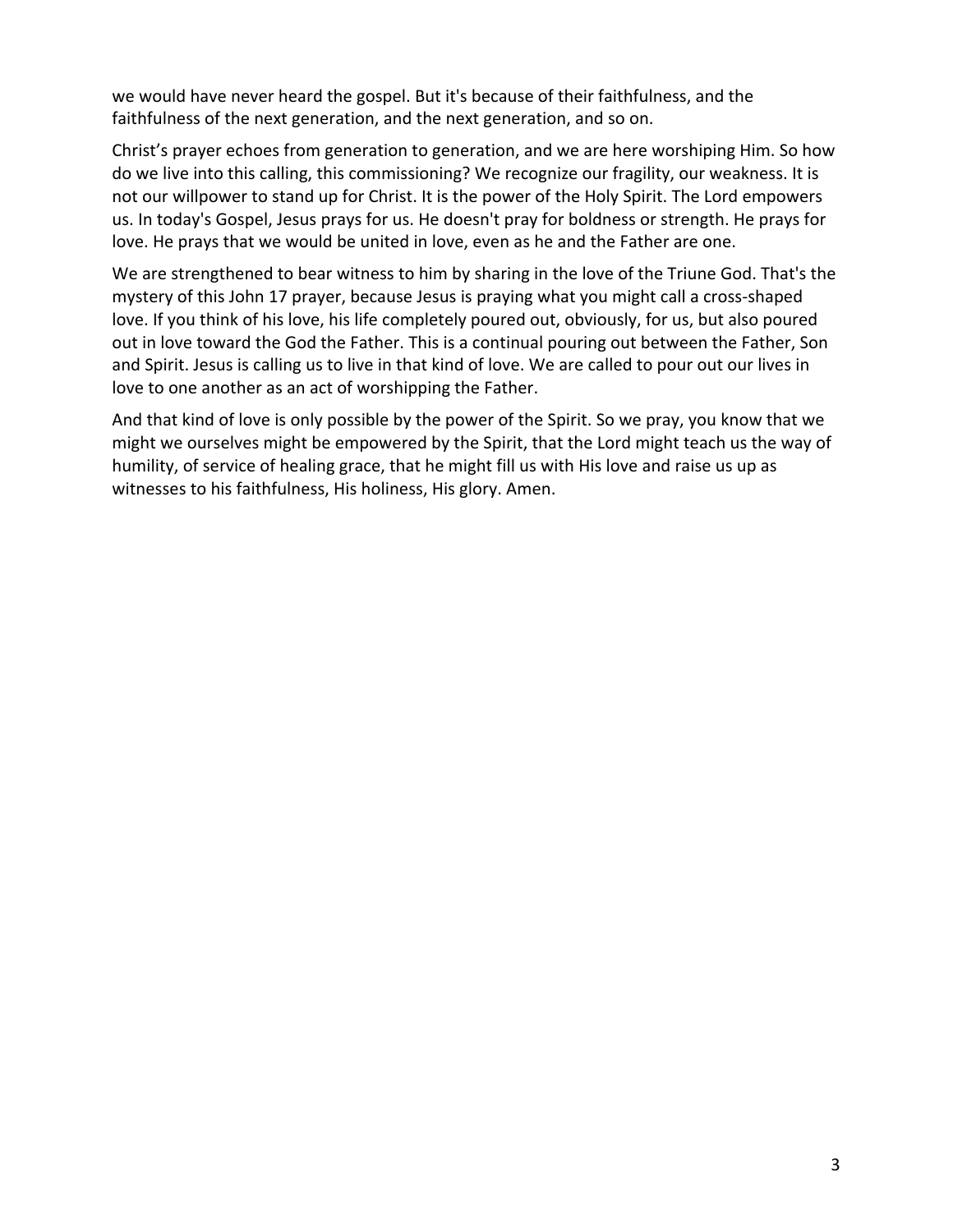we would have never heard the gospel. But it's because of their faithfulness, and the faithfulness of the next generation, and the next generation, and so on.

Christ's prayer echoes from generation to generation, and we are here worshiping Him. So how do we live into this calling, this commissioning? We recognize our fragility, our weakness. It is not our willpower to stand up for Christ. It is the power of the Holy Spirit. The Lord empowers us. In today's Gospel, Jesus prays for us. He doesn't pray for boldness or strength. He prays for love. He prays that we would be united in love, even as he and the Father are one.

We are strengthened to bear witness to him by sharing in the love of the Triune God. That's the mystery of this John 17 prayer, because Jesus is praying what you might call a cross-shaped love. If you think of his love, his life completely poured out, obviously, for us, but also poured out in love toward the God the Father. This is a continual pouring out between the Father, Son and Spirit. Jesus is calling us to live in that kind of love. We are called to pour out our lives in love to one another as an act of worshipping the Father.

And that kind of love is only possible by the power of the Spirit. So we pray, you know that we might we ourselves might be empowered by the Spirit, that the Lord might teach us the way of humility, of service of healing grace, that he might fill us with His love and raise us up as witnesses to his faithfulness, His holiness, His glory. Amen.